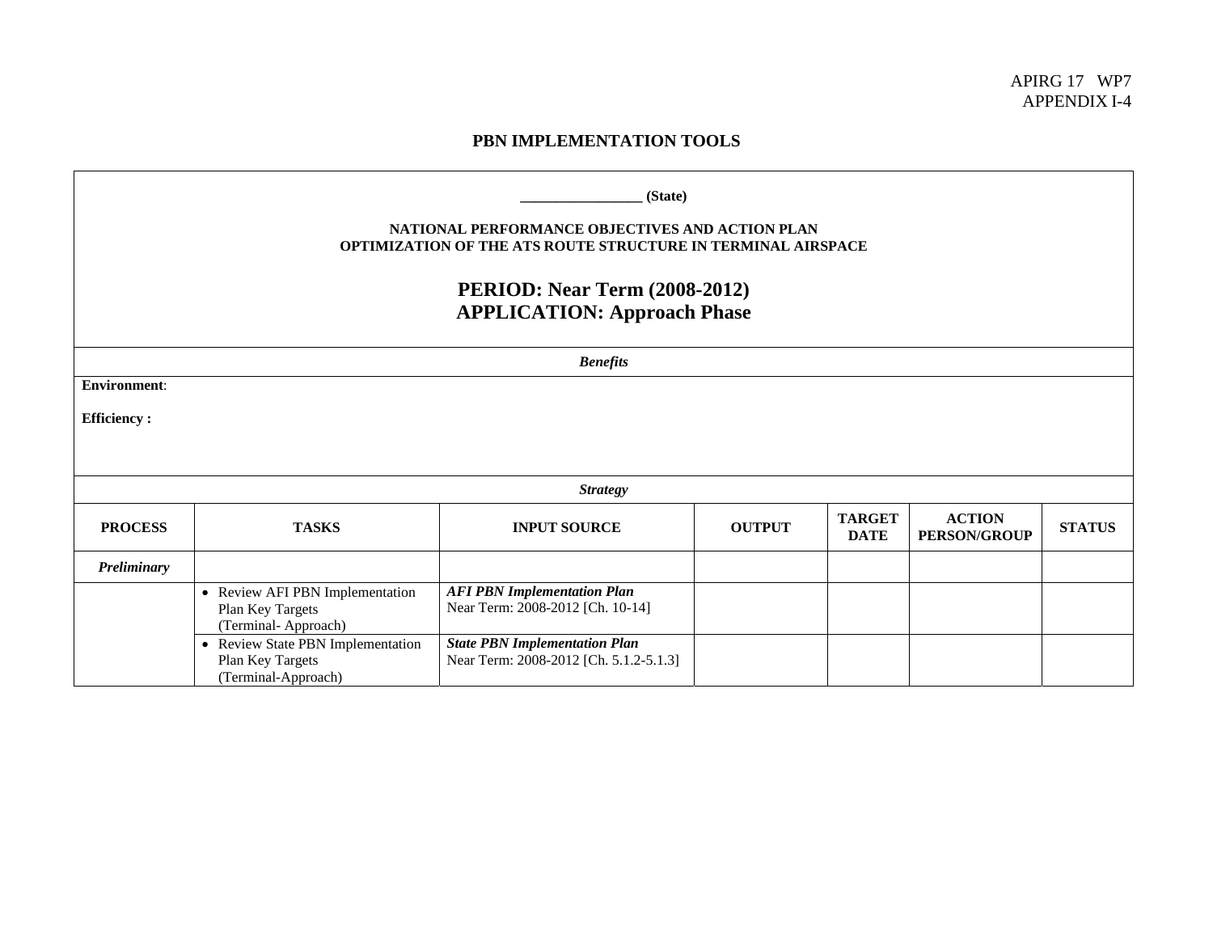APIRG 17 WP7
APPENDIX I-4

# PBN IMPLEMENTATION TOOLS

**________________ (State)**

**NATIONAL PERFORMANCE OBJECTIVES AND ACTION PLAN**
**OPTIMIZATION OF THE ATS ROUTE STRUCTURE IN TERMINAL AIRSPACE**

## PERIOD: Near Term (2008-2012)
## APPLICATION: Approach Phase

***Benefits***

**Environment**:

**Efficiency :**

***Strategy***

| PROCESS | TASKS | INPUT SOURCE | OUTPUT | TARGET DATE | ACTION PERSON/GROUP | STATUS |
|---|---|---|---|---|---|---|
| ***Preliminary*** | | | | | | |
| | • Review AFI PBN Implementation Plan Key Targets (Terminal- Approach) | ***AFI PBN Implementation Plan*** Near Term: 2008-2012 [Ch. 10-14] | | | | |
| | • Review State PBN Implementation Plan Key Targets (Terminal-Approach) | ***State PBN Implementation Plan*** Near Term: 2008-2012 [Ch. 5.1.2-5.1.3] | | | | |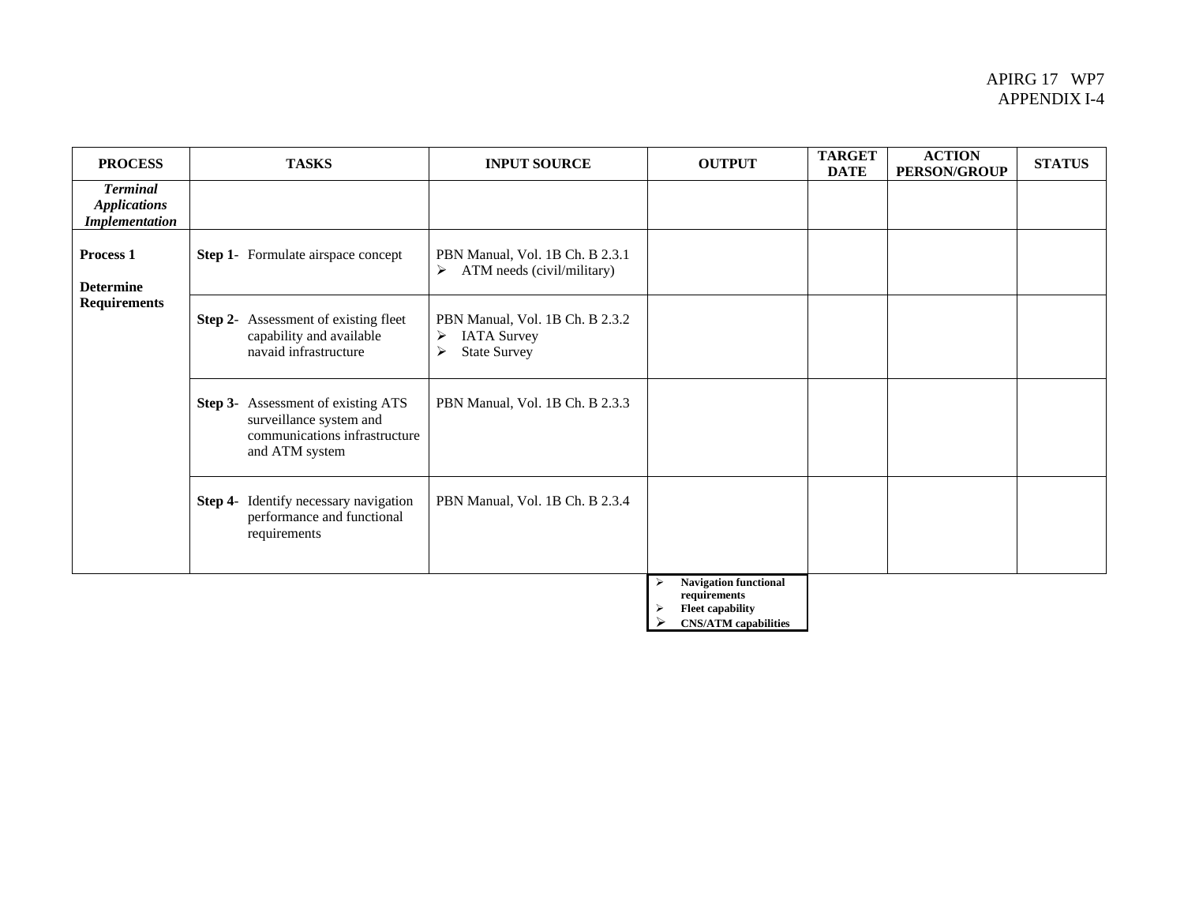| PROCESS | TASKS | INPUT SOURCE | OUTPUT | TARGET DATE | ACTION PERSON/GROUP | STATUS |
|---|---|---|---|---|---|---|
| ***Terminal Applications Implementation*** | | | | | | |
| **Process 1** **Determine Requirements** | **Step 1-** Formulate airspace concept | PBN Manual, Vol. 1B Ch. B 2.3.1 ➢ ATM needs (civil/military) | | | | |
| | **Step 2-** Assessment of existing fleet capability and available navaid infrastructure | PBN Manual, Vol. 1B Ch. B 2.3.2 ➢ IATA Survey ➢ State Survey | | | | |
| | **Step 3-** Assessment of existing ATS surveillance system and communications infrastructure and ATM system | PBN Manual, Vol. 1B Ch. B 2.3.3 | | | | |
| | **Step 4-** Identify necessary navigation performance and functional requirements | PBN Manual, Vol. 1B Ch. B 2.3.4 | | | | |
| | | | ➢ **Navigation functional requirements** ➢ **Fleet capability** ➢ **CNS/ATM capabilities** | | | |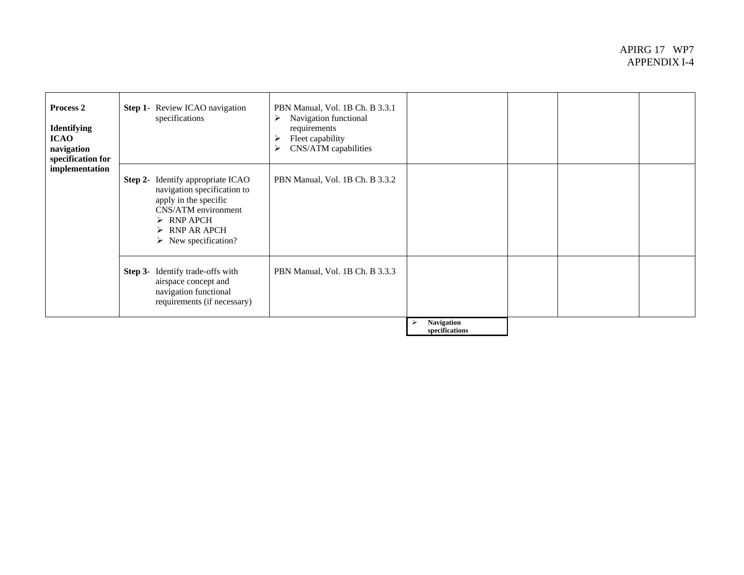| **Process 2**<br><br>**Identifying ICAO navigation specification for implementation** | **Step 1-** Review ICAO navigation specifications | PBN Manual, Vol. 1B Ch. B 3.3.1<br>➢ Navigation functional requirements<br>➢ Fleet capability<br>➢ CNS/ATM capabilities | | | | |
|---|---|---|---|---|---|---|
| | **Step 2-** Identify appropriate ICAO navigation specification to apply in the specific CNS/ATM environment<br>➢ RNP APCH<br>➢ RNP AR APCH<br>➢ New specification? | PBN Manual, Vol. 1B Ch. B 3.3.2 | | | | |
| | **Step 3-** Identify trade-offs with airspace concept and navigation functional requirements (if necessary) | PBN Manual, Vol. 1B Ch. B 3.3.3 | | | | |
| | | | ➢ **Navigation specifications** | | | |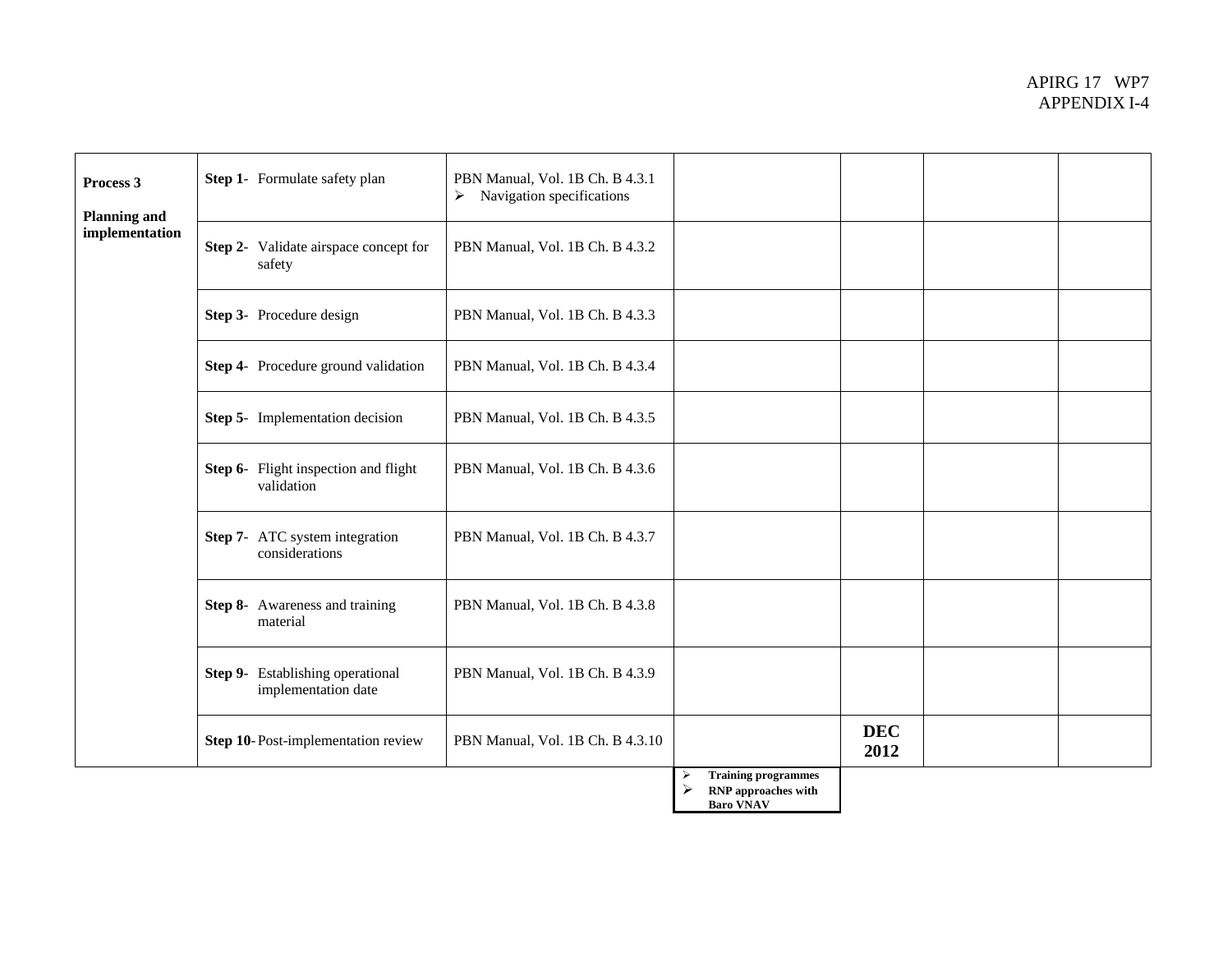| | | | | | | |
|---|---|---|---|---|---|---|
| **Process 3**<br><br>**Planning and implementation** | **Step 1-** Formulate safety plan | PBN Manual, Vol. 1B Ch. B 4.3.1<br>➢ Navigation specifications | | | | |
| | **Step 2-** Validate airspace concept for safety | PBN Manual, Vol. 1B Ch. B 4.3.2 | | | | |
| | **Step 3-** Procedure design | PBN Manual, Vol. 1B Ch. B 4.3.3 | | | | |
| | **Step 4-** Procedure ground validation | PBN Manual, Vol. 1B Ch. B 4.3.4 | | | | |
| | **Step 5-** Implementation decision | PBN Manual, Vol. 1B Ch. B 4.3.5 | | | | |
| | **Step 6-** Flight inspection and flight validation | PBN Manual, Vol. 1B Ch. B 4.3.6 | | | | |
| | **Step 7-** ATC system integration considerations | PBN Manual, Vol. 1B Ch. B 4.3.7 | | | | |
| | **Step 8-** Awareness and training material | PBN Manual, Vol. 1B Ch. B 4.3.8 | | | | |
| | **Step 9-** Establishing operational implementation date | PBN Manual, Vol. 1B Ch. B 4.3.9 | | | | |
| | **Step 10-** Post-implementation review | PBN Manual, Vol. 1B Ch. B 4.3.10 | | **DEC 2012** | | |
| | | | ➢ **Training programmes**<br>➢ **RNP approaches with Baro VNAV** | | | |